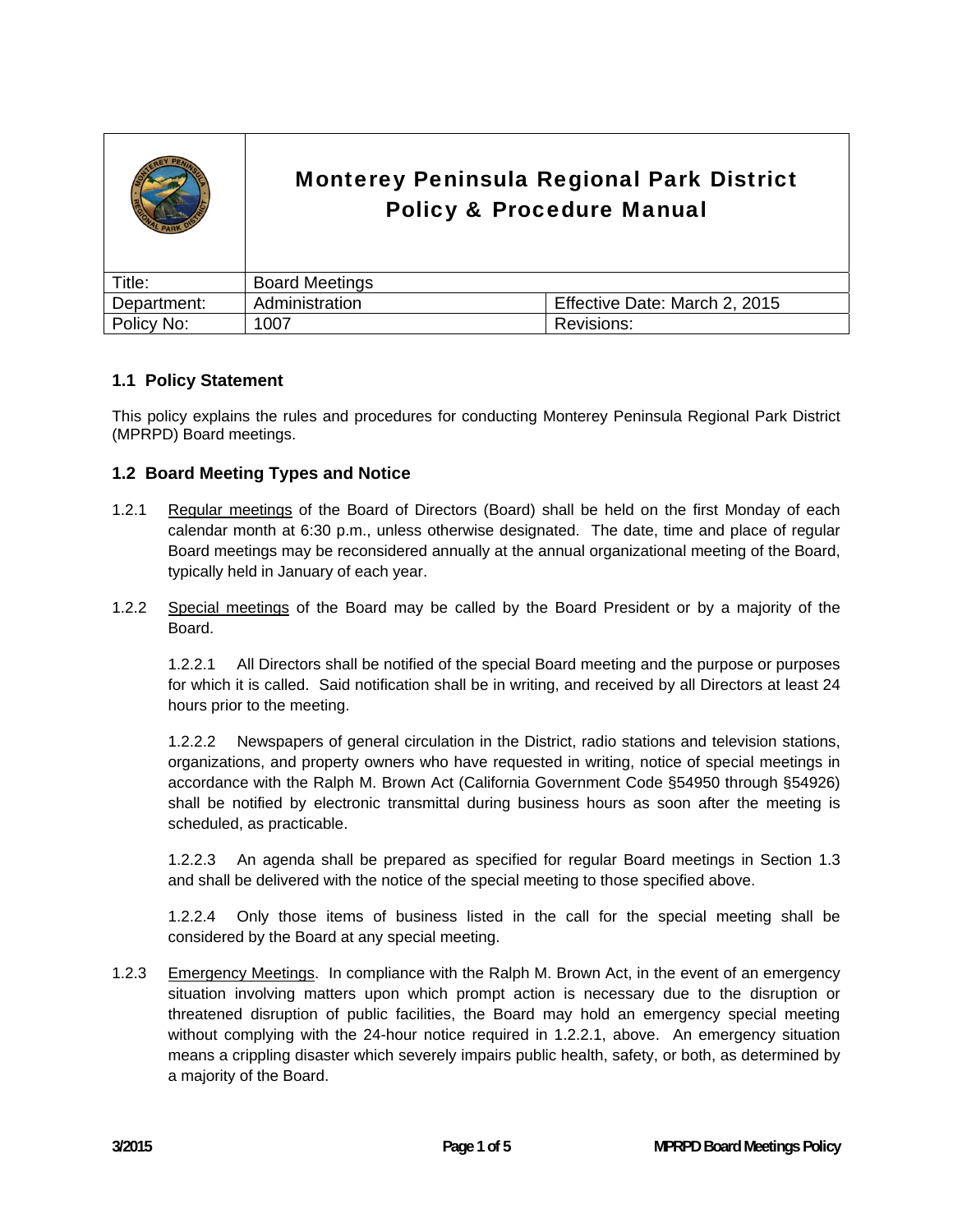| | Monterey Peninsula Regional Park District Policy & Procedure Manual | |
|---|---|---|
| Title: | Board Meetings | |
| Department: | Administration | Effective Date: March 2, 2015 |
| Policy No: | 1007 | Revisions: |

## 1.1 Policy Statement

This policy explains the rules and procedures for conducting Monterey Peninsula Regional Park District (MPRPD) Board meetings.

## 1.2 Board Meeting Types and Notice

1.2.1 Regular meetings of the Board of Directors (Board) shall be held on the first Monday of each calendar month at 6:30 p.m., unless otherwise designated. The date, time and place of regular Board meetings may be reconsidered annually at the annual organizational meeting of the Board, typically held in January of each year.

1.2.2 Special meetings of the Board may be called by the Board President or by a majority of the Board.

1.2.2.1 All Directors shall be notified of the special Board meeting and the purpose or purposes for which it is called. Said notification shall be in writing, and received by all Directors at least 24 hours prior to the meeting.

1.2.2.2 Newspapers of general circulation in the District, radio stations and television stations, organizations, and property owners who have requested in writing, notice of special meetings in accordance with the Ralph M. Brown Act (California Government Code §54950 through §54926) shall be notified by electronic transmittal during business hours as soon after the meeting is scheduled, as practicable.

1.2.2.3 An agenda shall be prepared as specified for regular Board meetings in Section 1.3 and shall be delivered with the notice of the special meeting to those specified above.

1.2.2.4 Only those items of business listed in the call for the special meeting shall be considered by the Board at any special meeting.

1.2.3 Emergency Meetings. In compliance with the Ralph M. Brown Act, in the event of an emergency situation involving matters upon which prompt action is necessary due to the disruption or threatened disruption of public facilities, the Board may hold an emergency special meeting without complying with the 24-hour notice required in 1.2.2.1, above. An emergency situation means a crippling disaster which severely impairs public health, safety, or both, as determined by a majority of the Board.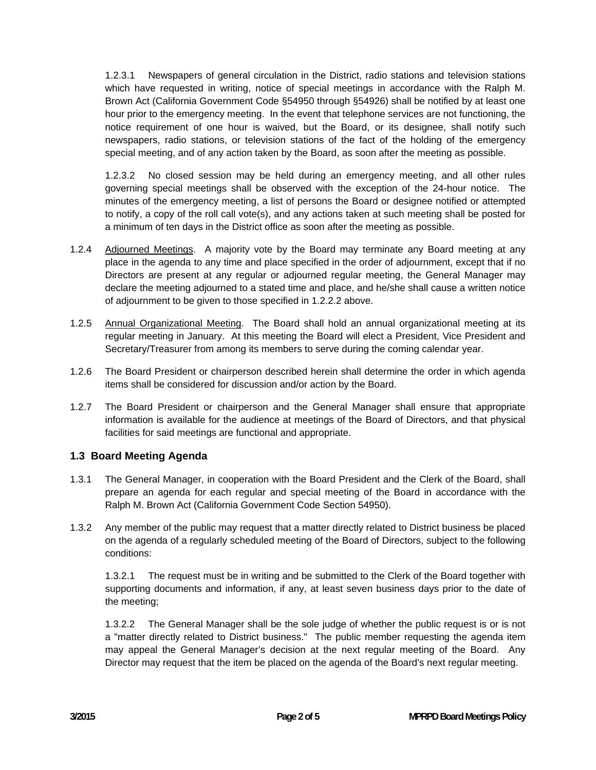1.2.3.1 Newspapers of general circulation in the District, radio stations and television stations which have requested in writing, notice of special meetings in accordance with the Ralph M. Brown Act (California Government Code §54950 through §54926) shall be notified by at least one hour prior to the emergency meeting. In the event that telephone services are not functioning, the notice requirement of one hour is waived, but the Board, or its designee, shall notify such newspapers, radio stations, or television stations of the fact of the holding of the emergency special meeting, and of any action taken by the Board, as soon after the meeting as possible.

1.2.3.2 No closed session may be held during an emergency meeting, and all other rules governing special meetings shall be observed with the exception of the 24-hour notice. The minutes of the emergency meeting, a list of persons the Board or designee notified or attempted to notify, a copy of the roll call vote(s), and any actions taken at such meeting shall be posted for a minimum of ten days in the District office as soon after the meeting as possible.

1.2.4 Adjourned Meetings. A majority vote by the Board may terminate any Board meeting at any place in the agenda to any time and place specified in the order of adjournment, except that if no Directors are present at any regular or adjourned regular meeting, the General Manager may declare the meeting adjourned to a stated time and place, and he/she shall cause a written notice of adjournment to be given to those specified in 1.2.2.2 above.

1.2.5 Annual Organizational Meeting. The Board shall hold an annual organizational meeting at its regular meeting in January. At this meeting the Board will elect a President, Vice President and Secretary/Treasurer from among its members to serve during the coming calendar year.

1.2.6 The Board President or chairperson described herein shall determine the order in which agenda items shall be considered for discussion and/or action by the Board.

1.2.7 The Board President or chairperson and the General Manager shall ensure that appropriate information is available for the audience at meetings of the Board of Directors, and that physical facilities for said meetings are functional and appropriate.

### 1.3 Board Meeting Agenda

1.3.1 The General Manager, in cooperation with the Board President and the Clerk of the Board, shall prepare an agenda for each regular and special meeting of the Board in accordance with the Ralph M. Brown Act (California Government Code Section 54950).

1.3.2 Any member of the public may request that a matter directly related to District business be placed on the agenda of a regularly scheduled meeting of the Board of Directors, subject to the following conditions:

1.3.2.1 The request must be in writing and be submitted to the Clerk of the Board together with supporting documents and information, if any, at least seven business days prior to the date of the meeting;

1.3.2.2 The General Manager shall be the sole judge of whether the public request is or is not a "matter directly related to District business." The public member requesting the agenda item may appeal the General Manager's decision at the next regular meeting of the Board. Any Director may request that the item be placed on the agenda of the Board's next regular meeting.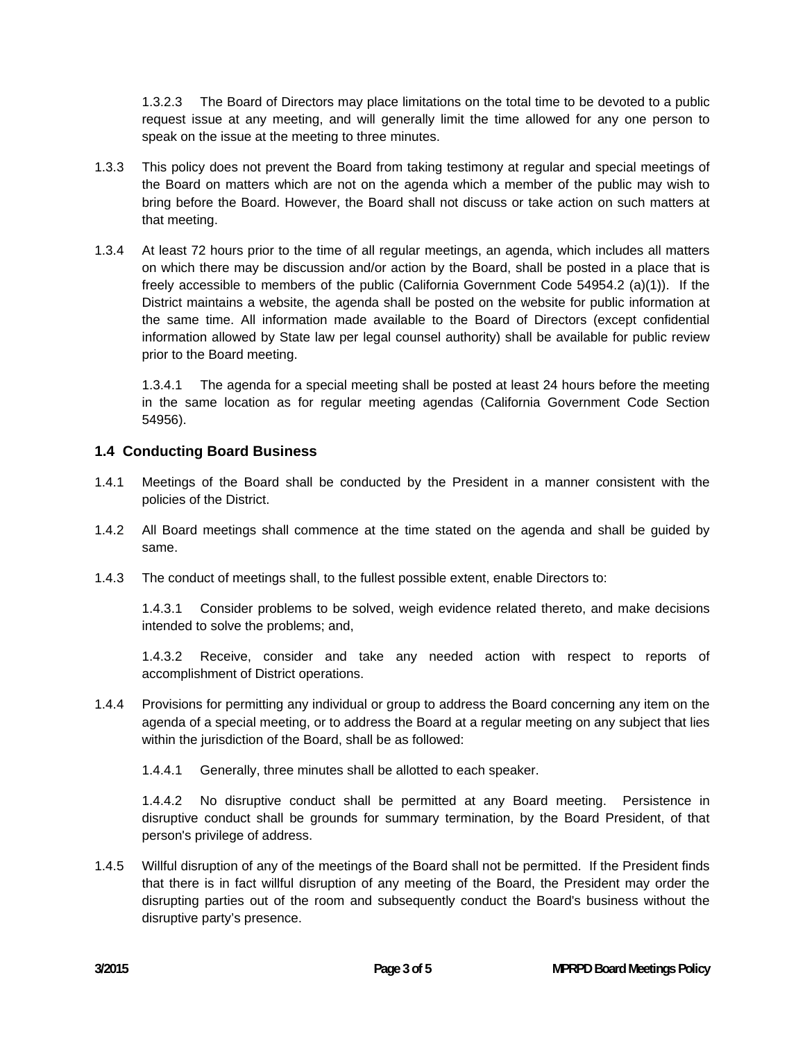1.3.2.3 The Board of Directors may place limitations on the total time to be devoted to a public request issue at any meeting, and will generally limit the time allowed for any one person to speak on the issue at the meeting to three minutes.

1.3.3 This policy does not prevent the Board from taking testimony at regular and special meetings of the Board on matters which are not on the agenda which a member of the public may wish to bring before the Board. However, the Board shall not discuss or take action on such matters at that meeting.

1.3.4 At least 72 hours prior to the time of all regular meetings, an agenda, which includes all matters on which there may be discussion and/or action by the Board, shall be posted in a place that is freely accessible to members of the public (California Government Code 54954.2 (a)(1)). If the District maintains a website, the agenda shall be posted on the website for public information at the same time. All information made available to the Board of Directors (except confidential information allowed by State law per legal counsel authority) shall be available for public review prior to the Board meeting.

1.3.4.1 The agenda for a special meeting shall be posted at least 24 hours before the meeting in the same location as for regular meeting agendas (California Government Code Section 54956).

### 1.4 Conducting Board Business

1.4.1 Meetings of the Board shall be conducted by the President in a manner consistent with the policies of the District.

1.4.2 All Board meetings shall commence at the time stated on the agenda and shall be guided by same.

1.4.3 The conduct of meetings shall, to the fullest possible extent, enable Directors to:

1.4.3.1 Consider problems to be solved, weigh evidence related thereto, and make decisions intended to solve the problems; and,

1.4.3.2 Receive, consider and take any needed action with respect to reports of accomplishment of District operations.

1.4.4 Provisions for permitting any individual or group to address the Board concerning any item on the agenda of a special meeting, or to address the Board at a regular meeting on any subject that lies within the jurisdiction of the Board, shall be as followed:

1.4.4.1 Generally, three minutes shall be allotted to each speaker.

1.4.4.2 No disruptive conduct shall be permitted at any Board meeting. Persistence in disruptive conduct shall be grounds for summary termination, by the Board President, of that person's privilege of address.

1.4.5 Willful disruption of any of the meetings of the Board shall not be permitted. If the President finds that there is in fact willful disruption of any meeting of the Board, the President may order the disrupting parties out of the room and subsequently conduct the Board's business without the disruptive party's presence.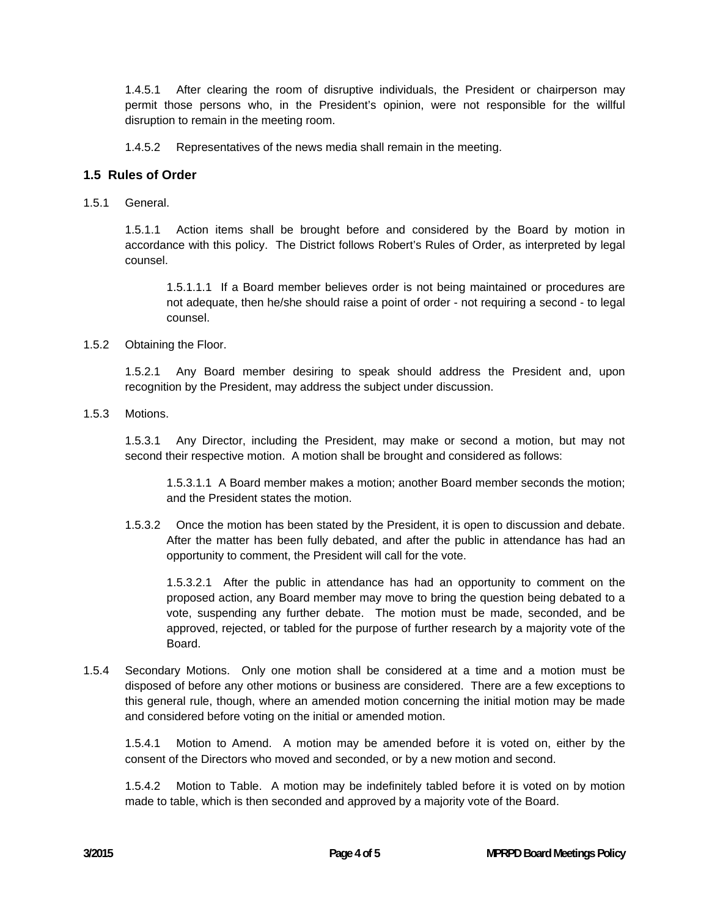1.4.5.1 After clearing the room of disruptive individuals, the President or chairperson may permit those persons who, in the President's opinion, were not responsible for the willful disruption to remain in the meeting room.

1.4.5.2 Representatives of the news media shall remain in the meeting.

### 1.5 Rules of Order

1.5.1 General.

1.5.1.1 Action items shall be brought before and considered by the Board by motion in accordance with this policy. The District follows Robert's Rules of Order, as interpreted by legal counsel.

1.5.1.1.1 If a Board member believes order is not being maintained or procedures are not adequate, then he/she should raise a point of order - not requiring a second - to legal counsel.

1.5.2 Obtaining the Floor.

1.5.2.1 Any Board member desiring to speak should address the President and, upon recognition by the President, may address the subject under discussion.

1.5.3 Motions.

1.5.3.1 Any Director, including the President, may make or second a motion, but may not second their respective motion. A motion shall be brought and considered as follows:

1.5.3.1.1 A Board member makes a motion; another Board member seconds the motion; and the President states the motion.

1.5.3.2 Once the motion has been stated by the President, it is open to discussion and debate. After the matter has been fully debated, and after the public in attendance has had an opportunity to comment, the President will call for the vote.

1.5.3.2.1 After the public in attendance has had an opportunity to comment on the proposed action, any Board member may move to bring the question being debated to a vote, suspending any further debate. The motion must be made, seconded, and be approved, rejected, or tabled for the purpose of further research by a majority vote of the Board.

1.5.4 Secondary Motions. Only one motion shall be considered at a time and a motion must be disposed of before any other motions or business are considered. There are a few exceptions to this general rule, though, where an amended motion concerning the initial motion may be made and considered before voting on the initial or amended motion.

1.5.4.1 Motion to Amend. A motion may be amended before it is voted on, either by the consent of the Directors who moved and seconded, or by a new motion and second.

1.5.4.2 Motion to Table. A motion may be indefinitely tabled before it is voted on by motion made to table, which is then seconded and approved by a majority vote of the Board.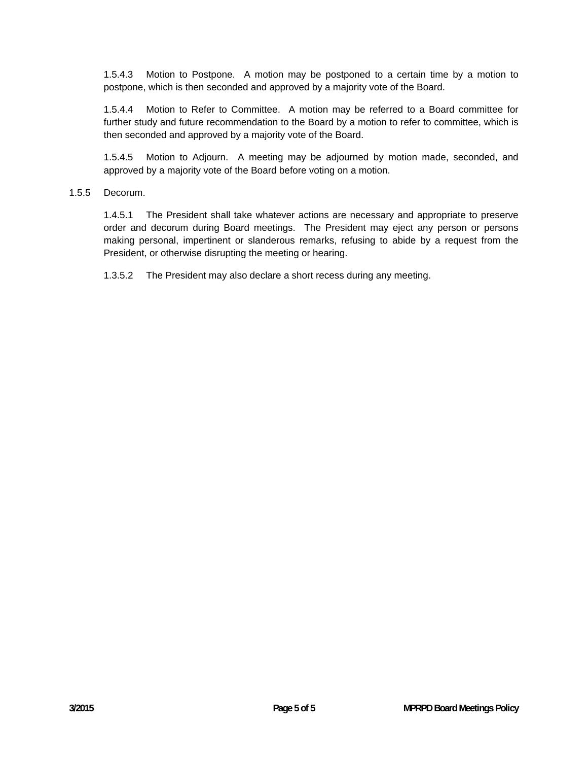1.5.4.3 Motion to Postpone. A motion may be postponed to a certain time by a motion to postpone, which is then seconded and approved by a majority vote of the Board.

1.5.4.4 Motion to Refer to Committee. A motion may be referred to a Board committee for further study and future recommendation to the Board by a motion to refer to committee, which is then seconded and approved by a majority vote of the Board.

1.5.4.5 Motion to Adjourn. A meeting may be adjourned by motion made, seconded, and approved by a majority vote of the Board before voting on a motion.

1.5.5 Decorum.

1.4.5.1 The President shall take whatever actions are necessary and appropriate to preserve order and decorum during Board meetings. The President may eject any person or persons making personal, impertinent or slanderous remarks, refusing to abide by a request from the President, or otherwise disrupting the meeting or hearing.

1.3.5.2 The President may also declare a short recess during any meeting.